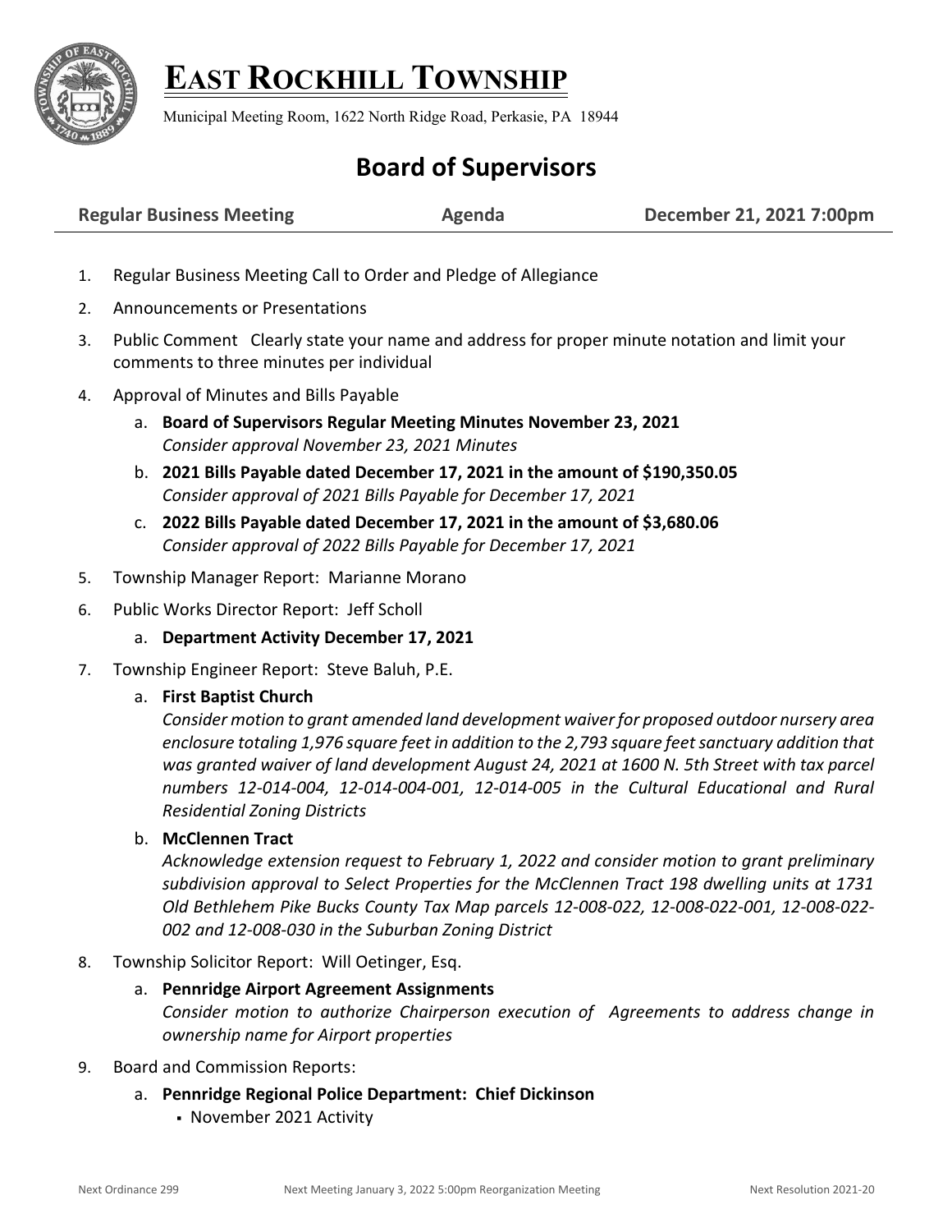# EAST ROCKHILL TOWNSHIP

Municipal Meeting Room, 1622 North Ridge Road, Perkasie, PA 18944

## Board of Supervisors

**Regular Business Meeting** **Agenda** **December 21, 2021 7:00pm**

1. Regular Business Meeting Call to Order and Pledge of Allegiance
2. Announcements or Presentations
3. Public Comment Clearly state your name and address for proper minute notation and limit your comments to three minutes per individual
4. Approval of Minutes and Bills Payable
   a. **Board of Supervisors Regular Meeting Minutes November 23, 2021**
   *Consider approval November 23, 2021 Minutes*
   b. **2021 Bills Payable dated December 17, 2021 in the amount of $190,350.05**
   *Consider approval of 2021 Bills Payable for December 17, 2021*
   c. **2022 Bills Payable dated December 17, 2021 in the amount of $3,680.06**
   *Consider approval of 2022 Bills Payable for December 17, 2021*
5. Township Manager Report: Marianne Morano
6. Public Works Director Report: Jeff Scholl
   a. **Department Activity December 17, 2021**
7. Township Engineer Report: Steve Baluh, P.E.
   a. **First Baptist Church**
   *Consider motion to grant amended land development waiver for proposed outdoor nursery area enclosure totaling 1,976 square feet in addition to the 2,793 square feet sanctuary addition that was granted waiver of land development August 24, 2021 at 1600 N. 5th Street with tax parcel numbers 12-014-004, 12-014-004-001, 12-014-005 in the Cultural Educational and Rural Residential Zoning Districts*
   b. **McClennen Tract**
   *Acknowledge extension request to February 1, 2022 and consider motion to grant preliminary subdivision approval to Select Properties for the McClennen Tract 198 dwelling units at 1731 Old Bethlehem Pike Bucks County Tax Map parcels 12-008-022, 12-008-022-001, 12-008-022-002 and 12-008-030 in the Suburban Zoning District*
8. Township Solicitor Report: Will Oetinger, Esq.
   a. **Pennridge Airport Agreement Assignments**
   *Consider motion to authorize Chairperson execution of Agreements to address change in ownership name for Airport properties*
9. Board and Commission Reports:
   a. **Pennridge Regional Police Department: Chief Dickinson**
      - November 2021 Activity

Next Ordinance 299 Next Meeting January 3, 2022 5:00pm Reorganization Meeting Next Resolution 2021-20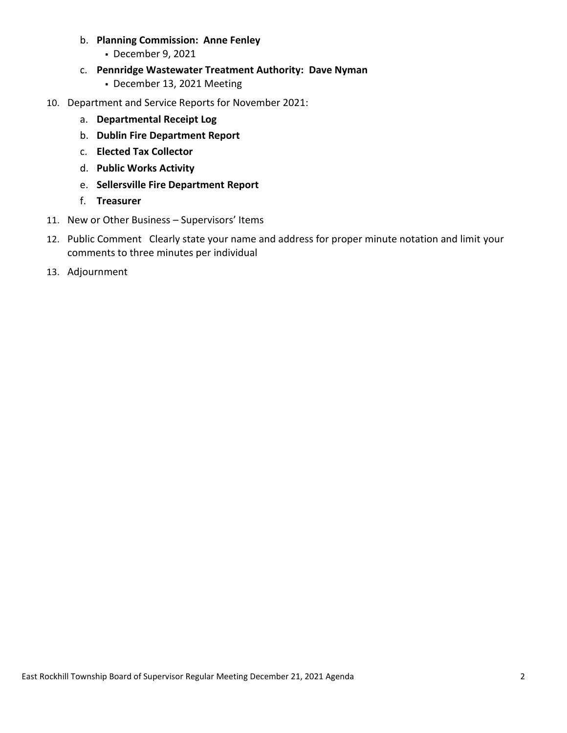b. **Planning Commission: Anne Fenley**
      - December 9, 2021
   c. **Pennridge Wastewater Treatment Authority: Dave Nyman**
      - December 13, 2021 Meeting

10. Department and Service Reports for November 2021:
    a. **Departmental Receipt Log**
    b. **Dublin Fire Department Report**
    c. **Elected Tax Collector**
    d. **Public Works Activity**
    e. **Sellersville Fire Department Report**
    f. **Treasurer**

11. New or Other Business – Supervisors' Items

12. Public Comment Clearly state your name and address for proper minute notation and limit your comments to three minutes per individual

13. Adjournment